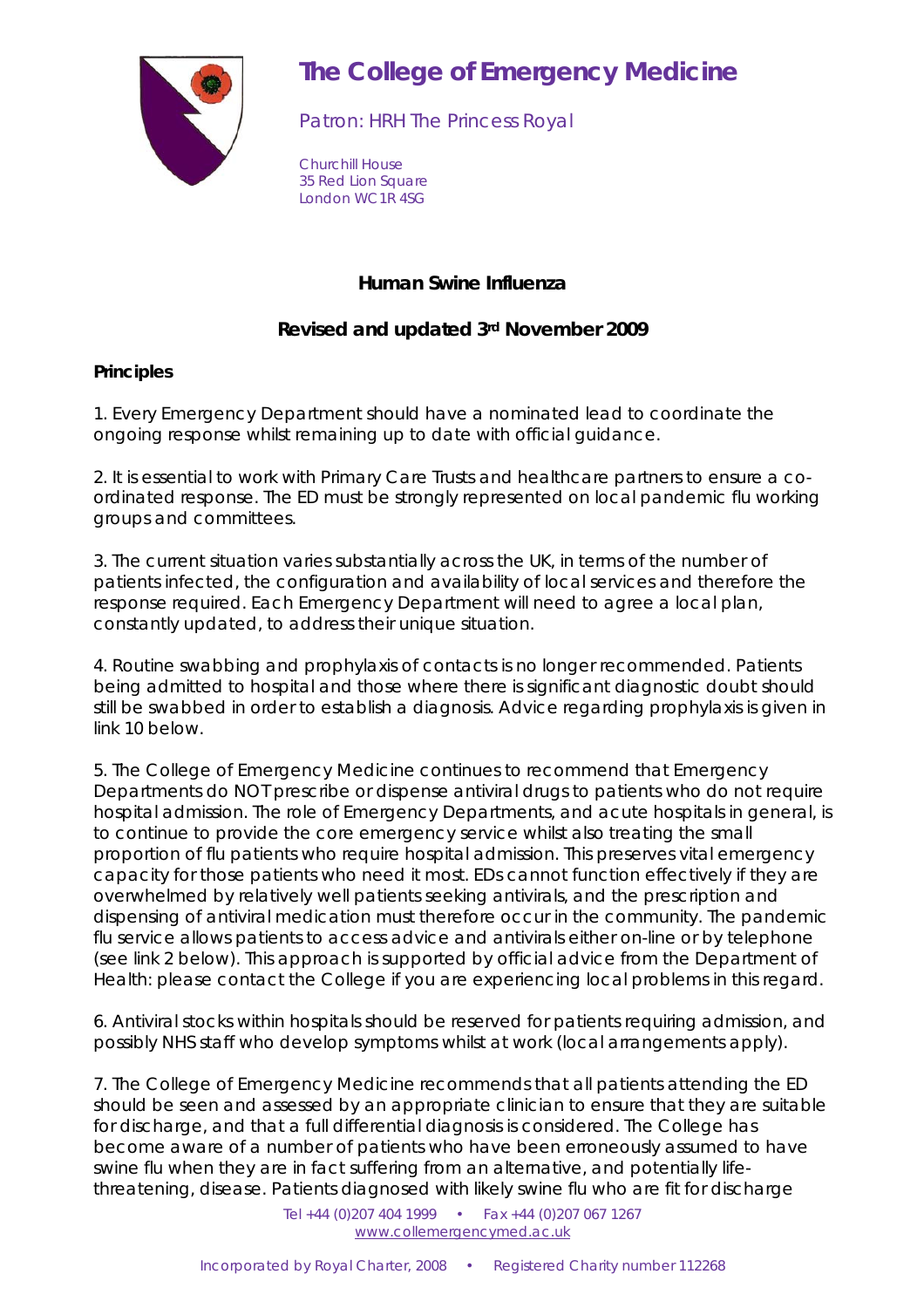# The College of Emergency Medicine

Patron: HRH The Princess Royal

Churchill House
35 Red Lion Square
London WC1R 4SG

## Human Swine Influenza

### Revised and updated 3rd November 2009

**Principles**

1. Every Emergency Department should have a nominated lead to coordinate the ongoing response whilst remaining up to date with official guidance.

2. It is essential to work with Primary Care Trusts and healthcare partners to ensure a co-ordinated response. The ED must be strongly represented on local pandemic flu working groups and committees.

3. The current situation varies substantially across the UK, in terms of the number of patients infected, the configuration and availability of local services and therefore the response required. Each Emergency Department will need to agree a local plan, constantly updated, to address their unique situation.

4. Routine swabbing and prophylaxis of contacts is no longer recommended. Patients being admitted to hospital and those where there is significant diagnostic doubt should still be swabbed in order to establish a diagnosis. Advice regarding prophylaxis is given in link 10 below.

5. The College of Emergency Medicine continues to recommend that Emergency Departments do NOT prescribe or dispense antiviral drugs to patients who do not require hospital admission. The role of Emergency Departments, and acute hospitals in general, is to continue to provide the core emergency service whilst also treating the small proportion of flu patients who require hospital admission. This preserves vital emergency capacity for those patients who need it most. EDs cannot function effectively if they are overwhelmed by relatively well patients seeking antivirals, and the prescription and dispensing of antiviral medication must therefore occur in the community. The pandemic flu service allows patients to access advice and antivirals either on-line or by telephone (see link 2 below). This approach is supported by official advice from the Department of Health: please contact the College if you are experiencing local problems in this regard.

6. Antiviral stocks within hospitals should be reserved for patients requiring admission, and possibly NHS staff who develop symptoms whilst at work (local arrangements apply).

7. The College of Emergency Medicine recommends that all patients attending the ED should be seen and assessed by an appropriate clinician to ensure that they are suitable for discharge, and that a full differential diagnosis is considered. The College has become aware of a number of patients who have been erroneously assumed to have swine flu when they are in fact suffering from an alternative, and potentially life-threatening, disease. Patients diagnosed with likely swine flu who are fit for discharge

Tel +44 (0)207 404 1999 • Fax +44 (0)207 067 1267
www.collemergencymed.ac.uk

Incorporated by Royal Charter, 2008 • Registered Charity number 112268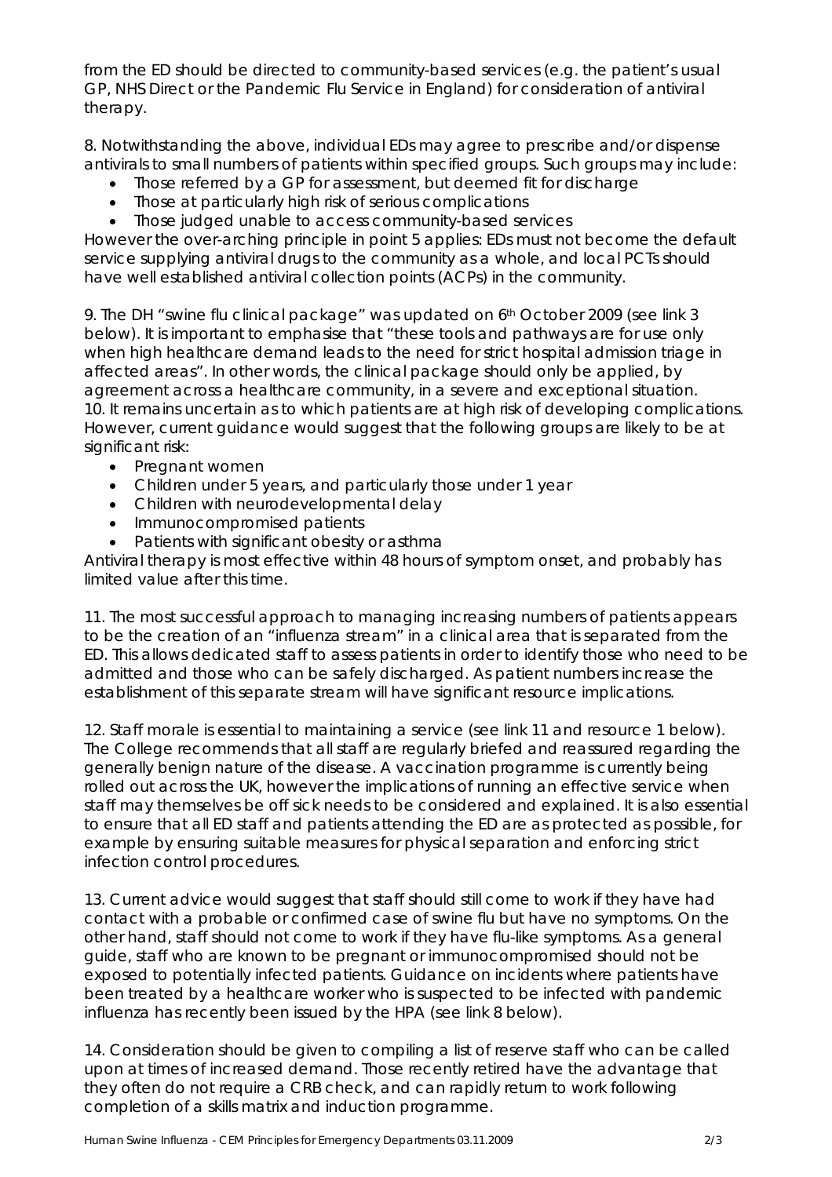from the ED should be directed to community-based services (e.g. the patient's usual GP, NHS Direct or the Pandemic Flu Service in England) for consideration of antiviral therapy.

8. Notwithstanding the above, individual EDs may agree to prescribe and/or dispense antivirals to small numbers of patients within specified groups. Such groups may include:

- Those referred by a GP for assessment, but deemed fit for discharge
- Those at particularly high risk of serious complications
- Those judged unable to access community-based services

However the over-arching principle in point 5 applies: EDs must not become the default service supplying antiviral drugs to the community as a whole, and local PCTs should have well established antiviral collection points (ACPs) in the community.

9. The DH "swine flu clinical package" was updated on 6th October 2009 (see link 3 below). It is important to emphasise that "these tools and pathways are for use only when high healthcare demand leads to the need for strict hospital admission triage in affected areas". In other words, the clinical package should only be applied, by agreement across a healthcare community, in a severe and exceptional situation.

10. It remains uncertain as to which patients are at high risk of developing complications. However, current guidance would suggest that the following groups are likely to be at significant risk:

- Pregnant women
- Children under 5 years, and particularly those under 1 year
- Children with neurodevelopmental delay
- Immunocompromised patients
- Patients with significant obesity or asthma

Antiviral therapy is most effective within 48 hours of symptom onset, and probably has limited value after this time.

11. The most successful approach to managing increasing numbers of patients appears to be the creation of an "influenza stream" in a clinical area that is separated from the ED. This allows dedicated staff to assess patients in order to identify those who need to be admitted and those who can be safely discharged. As patient numbers increase the establishment of this separate stream will have significant resource implications.

12. Staff morale is essential to maintaining a service (see link 11 and resource 1 below). The College recommends that all staff are regularly briefed and reassured regarding the generally benign nature of the disease. A vaccination programme is currently being rolled out across the UK, however the implications of running an effective service when staff may themselves be off sick needs to be considered and explained. It is also essential to ensure that all ED staff and patients attending the ED are as protected as possible, for example by ensuring suitable measures for physical separation and enforcing strict infection control procedures.

13. Current advice would suggest that staff should still come to work if they have had contact with a probable or confirmed case of swine flu but have no symptoms. On the other hand, staff should not come to work if they have flu-like symptoms. As a general guide, staff who are known to be pregnant or immunocompromised should not be exposed to potentially infected patients. Guidance on incidents where patients have been treated by a healthcare worker who is suspected to be infected with pandemic influenza has recently been issued by the HPA (see link 8 below).

14. Consideration should be given to compiling a list of reserve staff who can be called upon at times of increased demand. Those recently retired have the advantage that they often do not require a CRB check, and can rapidly return to work following completion of a skills matrix and induction programme.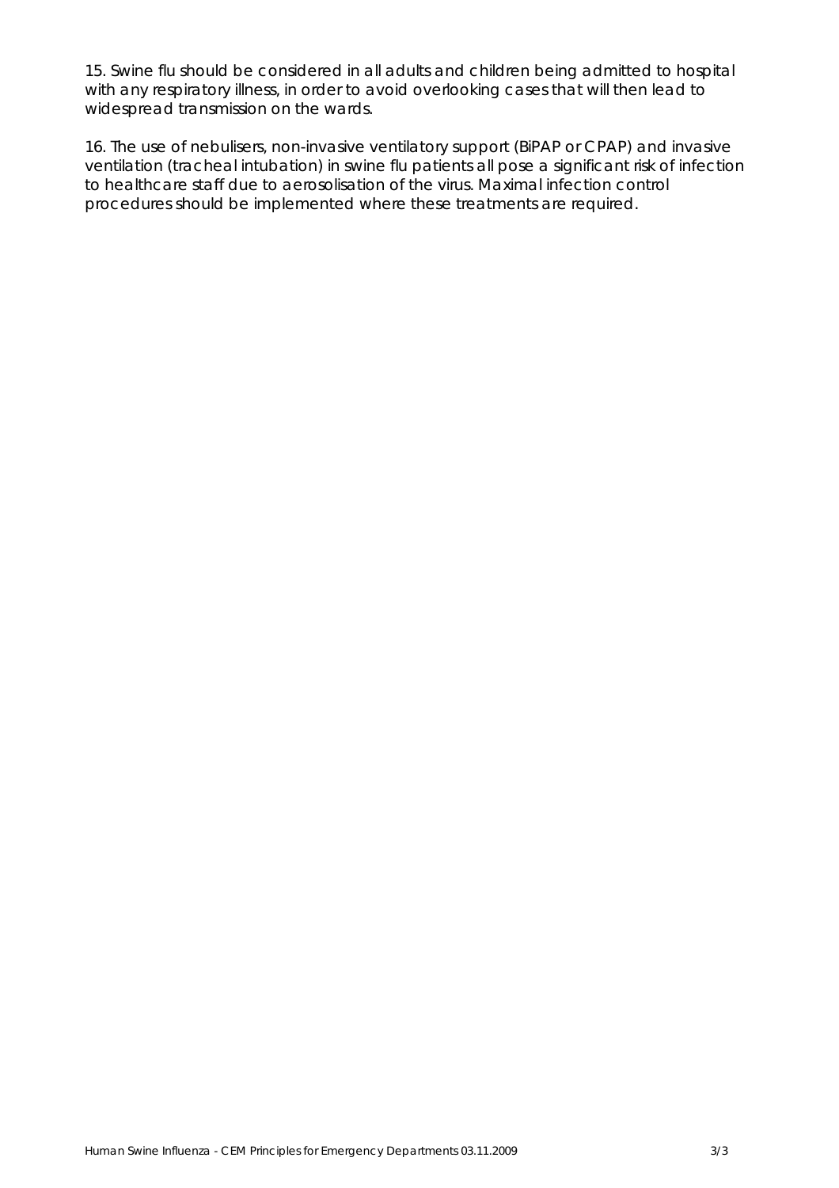15. Swine flu should be considered in all adults and children being admitted to hospital with any respiratory illness, in order to avoid overlooking cases that will then lead to widespread transmission on the wards.

16. The use of nebulisers, non-invasive ventilatory support (BiPAP or CPAP) and invasive ventilation (tracheal intubation) in swine flu patients all pose a significant risk of infection to healthcare staff due to aerosolisation of the virus. Maximal infection control procedures should be implemented where these treatments are required.